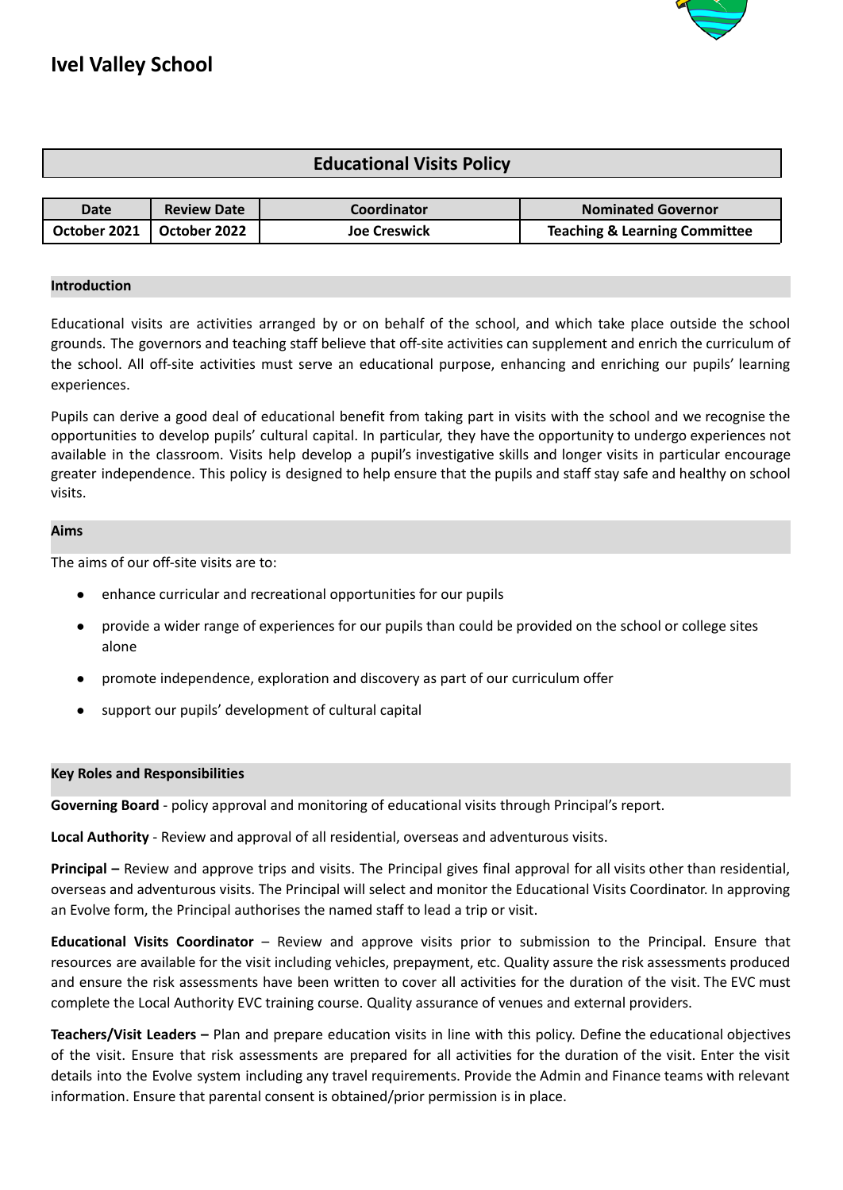# Ivel Valley School

## Educational Visits Policy

| Date | Review Date | Coordinator | Nominated Governor |
|---|---|---|---|
| October 2021 | October 2022 | Joe Creswick | Teaching & Learning Committee |

### Introduction

Educational visits are activities arranged by or on behalf of the school, and which take place outside the school grounds. The governors and teaching staff believe that off-site activities can supplement and enrich the curriculum of the school. All off-site activities must serve an educational purpose, enhancing and enriching our pupils' learning experiences.

Pupils can derive a good deal of educational benefit from taking part in visits with the school and we recognise the opportunities to develop pupils' cultural capital. In particular, they have the opportunity to undergo experiences not available in the classroom. Visits help develop a pupil's investigative skills and longer visits in particular encourage greater independence. This policy is designed to help ensure that the pupils and staff stay safe and healthy on school visits.

### Aims

The aims of our off-site visits are to:

- enhance curricular and recreational opportunities for our pupils
- provide a wider range of experiences for our pupils than could be provided on the school or college sites alone
- promote independence, exploration and discovery as part of our curriculum offer
- support our pupils' development of cultural capital

### Key Roles and Responsibilities

**Governing Board** - policy approval and monitoring of educational visits through Principal's report.

**Local Authority** - Review and approval of all residential, overseas and adventurous visits.

**Principal –** Review and approve trips and visits. The Principal gives final approval for all visits other than residential, overseas and adventurous visits. The Principal will select and monitor the Educational Visits Coordinator. In approving an Evolve form, the Principal authorises the named staff to lead a trip or visit.

**Educational Visits Coordinator** – Review and approve visits prior to submission to the Principal. Ensure that resources are available for the visit including vehicles, prepayment, etc. Quality assure the risk assessments produced and ensure the risk assessments have been written to cover all activities for the duration of the visit. The EVC must complete the Local Authority EVC training course. Quality assurance of venues and external providers.

**Teachers/Visit Leaders –** Plan and prepare education visits in line with this policy. Define the educational objectives of the visit. Ensure that risk assessments are prepared for all activities for the duration of the visit. Enter the visit details into the Evolve system including any travel requirements. Provide the Admin and Finance teams with relevant information. Ensure that parental consent is obtained/prior permission is in place.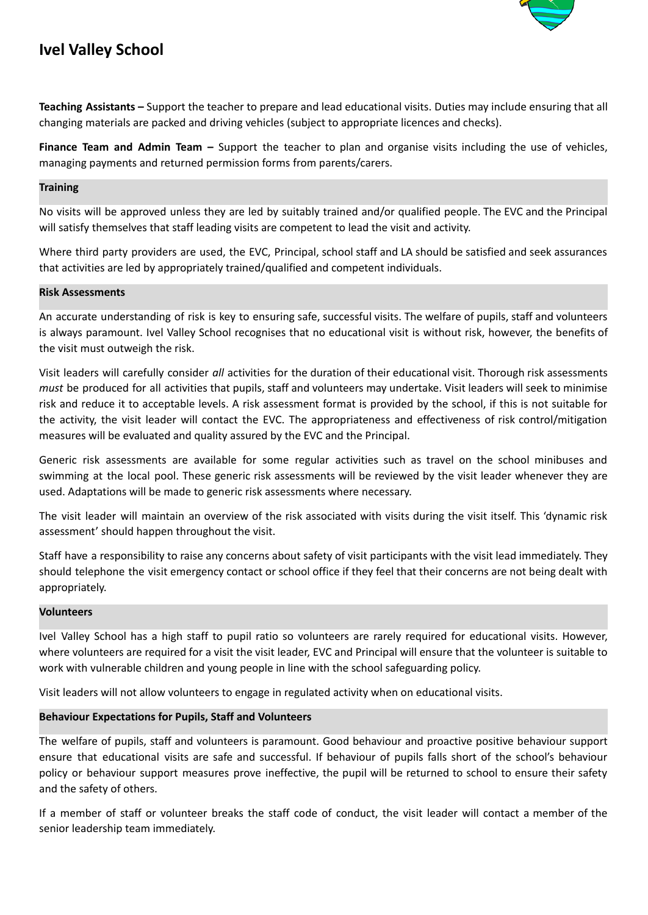**Teaching Assistants –** Support the teacher to prepare and lead educational visits. Duties may include ensuring that all changing materials are packed and driving vehicles (subject to appropriate licences and checks).

**Finance Team and Admin Team –** Support the teacher to plan and organise visits including the use of vehicles, managing payments and returned permission forms from parents/carers.

### Training

No visits will be approved unless they are led by suitably trained and/or qualified people. The EVC and the Principal will satisfy themselves that staff leading visits are competent to lead the visit and activity.

Where third party providers are used, the EVC, Principal, school staff and LA should be satisfied and seek assurances that activities are led by appropriately trained/qualified and competent individuals.

### Risk Assessments

An accurate understanding of risk is key to ensuring safe, successful visits. The welfare of pupils, staff and volunteers is always paramount. Ivel Valley School recognises that no educational visit is without risk, however, the benefits of the visit must outweigh the risk.

Visit leaders will carefully consider *all* activities for the duration of their educational visit. Thorough risk assessments *must* be produced for all activities that pupils, staff and volunteers may undertake. Visit leaders will seek to minimise risk and reduce it to acceptable levels. A risk assessment format is provided by the school, if this is not suitable for the activity, the visit leader will contact the EVC. The appropriateness and effectiveness of risk control/mitigation measures will be evaluated and quality assured by the EVC and the Principal.

Generic risk assessments are available for some regular activities such as travel on the school minibuses and swimming at the local pool. These generic risk assessments will be reviewed by the visit leader whenever they are used. Adaptations will be made to generic risk assessments where necessary.

The visit leader will maintain an overview of the risk associated with visits during the visit itself. This 'dynamic risk assessment' should happen throughout the visit.

Staff have a responsibility to raise any concerns about safety of visit participants with the visit lead immediately. They should telephone the visit emergency contact or school office if they feel that their concerns are not being dealt with appropriately.

### Volunteers

Ivel Valley School has a high staff to pupil ratio so volunteers are rarely required for educational visits. However, where volunteers are required for a visit the visit leader, EVC and Principal will ensure that the volunteer is suitable to work with vulnerable children and young people in line with the school safeguarding policy.

Visit leaders will not allow volunteers to engage in regulated activity when on educational visits.

### Behaviour Expectations for Pupils, Staff and Volunteers

The welfare of pupils, staff and volunteers is paramount. Good behaviour and proactive positive behaviour support ensure that educational visits are safe and successful. If behaviour of pupils falls short of the school's behaviour policy or behaviour support measures prove ineffective, the pupil will be returned to school to ensure their safety and the safety of others.

If a member of staff or volunteer breaks the staff code of conduct, the visit leader will contact a member of the senior leadership team immediately.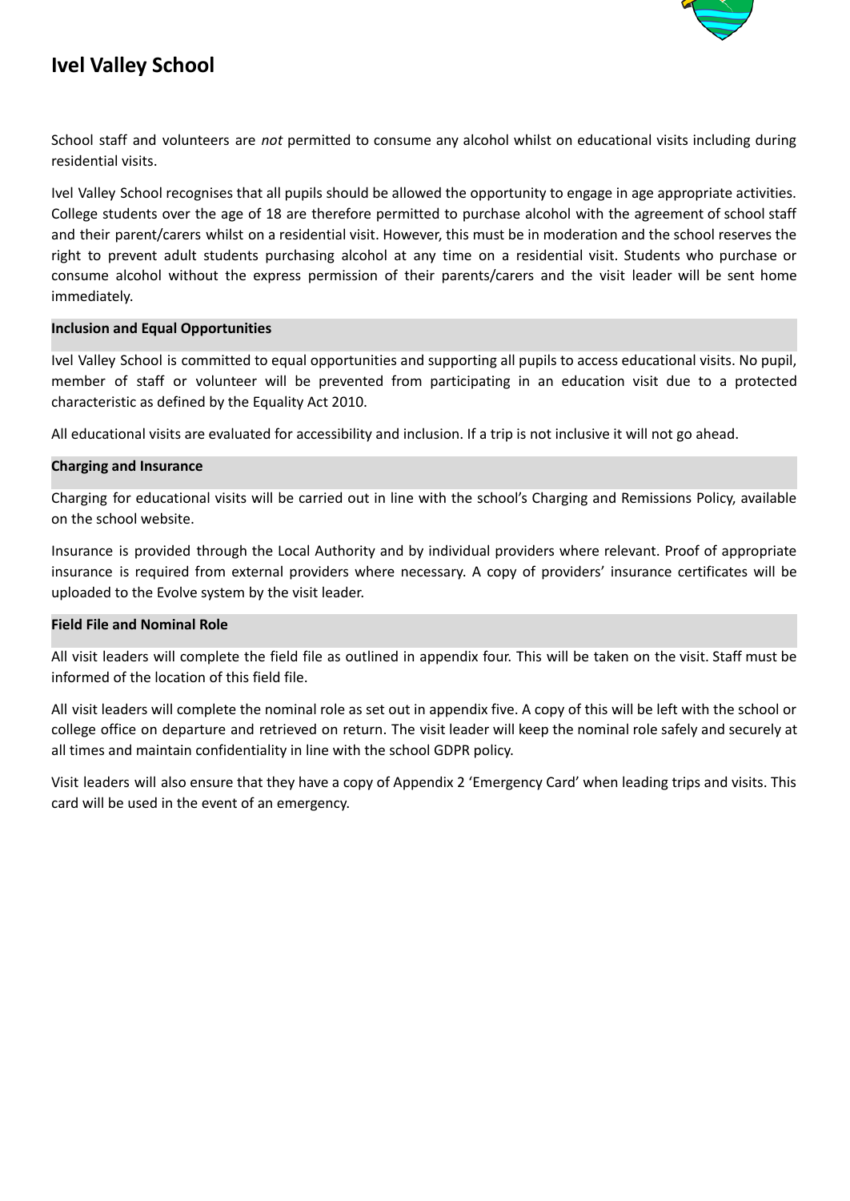School staff and volunteers are *not* permitted to consume any alcohol whilst on educational visits including during residential visits.

Ivel Valley School recognises that all pupils should be allowed the opportunity to engage in age appropriate activities. College students over the age of 18 are therefore permitted to purchase alcohol with the agreement of school staff and their parent/carers whilst on a residential visit. However, this must be in moderation and the school reserves the right to prevent adult students purchasing alcohol at any time on a residential visit. Students who purchase or consume alcohol without the express permission of their parents/carers and the visit leader will be sent home immediately.

## Inclusion and Equal Opportunities

Ivel Valley School is committed to equal opportunities and supporting all pupils to access educational visits. No pupil, member of staff or volunteer will be prevented from participating in an education visit due to a protected characteristic as defined by the Equality Act 2010.

All educational visits are evaluated for accessibility and inclusion. If a trip is not inclusive it will not go ahead.

## Charging and Insurance

Charging for educational visits will be carried out in line with the school's Charging and Remissions Policy, available on the school website.

Insurance is provided through the Local Authority and by individual providers where relevant. Proof of appropriate insurance is required from external providers where necessary. A copy of providers' insurance certificates will be uploaded to the Evolve system by the visit leader.

## Field File and Nominal Role

All visit leaders will complete the field file as outlined in appendix four. This will be taken on the visit. Staff must be informed of the location of this field file.

All visit leaders will complete the nominal role as set out in appendix five. A copy of this will be left with the school or college office on departure and retrieved on return. The visit leader will keep the nominal role safely and securely at all times and maintain confidentiality in line with the school GDPR policy.

Visit leaders will also ensure that they have a copy of Appendix 2 'Emergency Card' when leading trips and visits. This card will be used in the event of an emergency.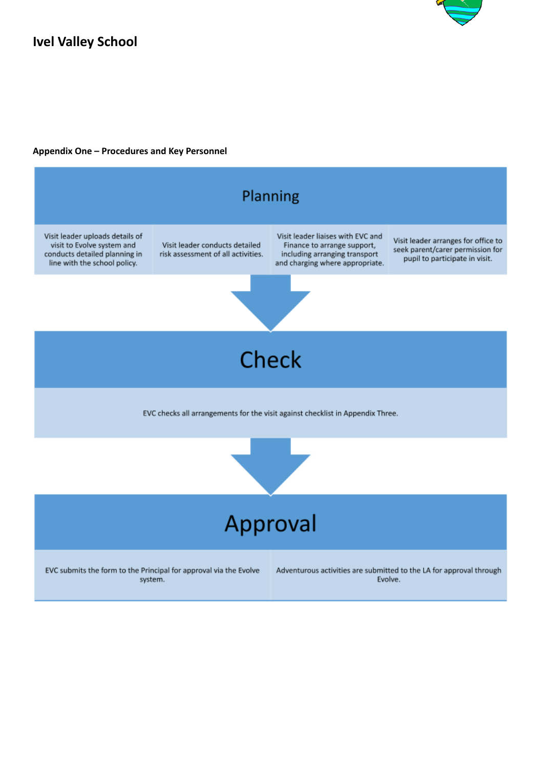# Ivel Valley School

**Appendix One – Procedures and Key Personnel**

## Planning

- Visit leader uploads details of visit to Evolve system and conducts detailed planning in line with the school policy.
- Visit leader conducts detailed risk assessment of all activities.
- Visit leader liaises with EVC and Finance to arrange support, including arranging transport and charging where appropriate.
- Visit leader arranges for office to seek parent/carer permission for pupil to participate in visit.

## Check

EVC checks all arrangements for the visit against checklist in Appendix Three.

## Approval

- EVC submits the form to the Principal for approval via the Evolve system.
- Adventurous activities are submitted to the LA for approval through Evolve.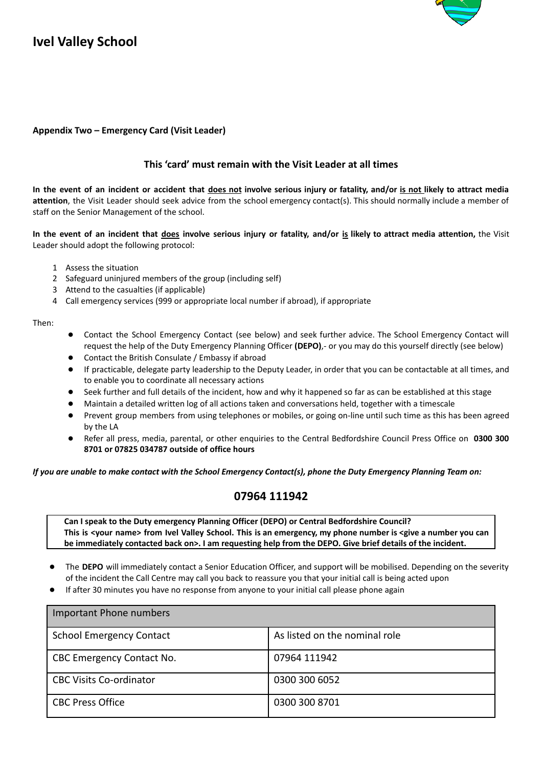# Ivel Valley School

**Appendix Two – Emergency Card (Visit Leader)**

**This 'card' must remain with the Visit Leader at all times**

**In the event of an incident or accident that <u>does not</u> involve serious injury or fatality, and/or <u>is not</u> likely to attract media attention**, the Visit Leader should seek advice from the school emergency contact(s). This should normally include a member of staff on the Senior Management of the school.

**In the event of an incident that <u>does</u> involve serious injury or fatality, and/or <u>is</u> likely to attract media attention,** the Visit Leader should adopt the following protocol:

1. Assess the situation
2. Safeguard uninjured members of the group (including self)
3. Attend to the casualties (if applicable)
4. Call emergency services (999 or appropriate local number if abroad), if appropriate

Then:

- Contact the School Emergency Contact (see below) and seek further advice. The School Emergency Contact will request the help of the Duty Emergency Planning Officer **(DEPO)**,- or you may do this yourself directly (see below)
- Contact the British Consulate / Embassy if abroad
- If practicable, delegate party leadership to the Deputy Leader, in order that you can be contactable at all times, and to enable you to coordinate all necessary actions
- Seek further and full details of the incident, how and why it happened so far as can be established at this stage
- Maintain a detailed written log of all actions taken and conversations held, together with a timescale
- Prevent group members from using telephones or mobiles, or going on-line until such time as this has been agreed by the LA
- Refer all press, media, parental, or other enquiries to the Central Bedfordshire Council Press Office on **0300 300 8701 or 07825 034787 outside of office hours**

***If you are unable to make contact with the School Emergency Contact(s), phone the Duty Emergency Planning Team on:***

## 07964 111942

**Can I speak to the Duty emergency Planning Officer (DEPO) or Central Bedfordshire Council?**
**This is <your name> from Ivel Valley School. This is an emergency, my phone number is <give a number you can be immediately contacted back on>. I am requesting help from the DEPO. Give brief details of the incident.**

- The **DEPO** will immediately contact a Senior Education Officer, and support will be mobilised. Depending on the severity of the incident the Call Centre may call you back to reassure you that your initial call is being acted upon
- If after 30 minutes you have no response from anyone to your initial call please phone again

| Important Phone numbers | |
|---|---|
| School Emergency Contact | As listed on the nominal role |
| CBC Emergency Contact No. | 07964 111942 |
| CBC Visits Co-ordinator | 0300 300 6052 |
| CBC Press Office | 0300 300 8701 |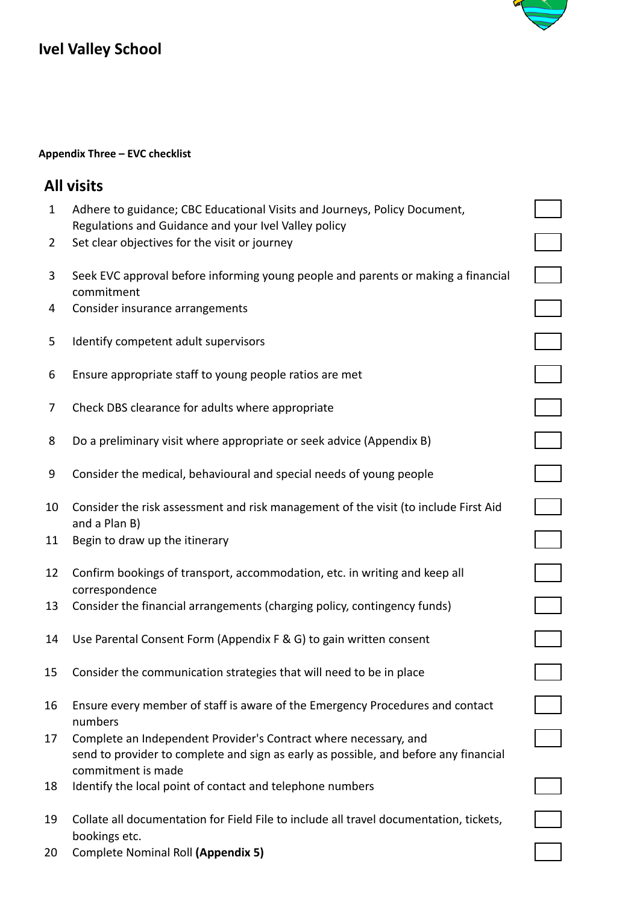**Ivel Valley School**

**Appendix Three – EVC checklist**

## All visits

| | | |
|---|---|---|
| 1 | Adhere to guidance; CBC Educational Visits and Journeys, Policy Document, Regulations and Guidance and your Ivel Valley policy | ☐ |
| 2 | Set clear objectives for the visit or journey | ☐ |
| 3 | Seek EVC approval before informing young people and parents or making a financial commitment | ☐ |
| 4 | Consider insurance arrangements | ☐ |
| 5 | Identify competent adult supervisors | ☐ |
| 6 | Ensure appropriate staff to young people ratios are met | ☐ |
| 7 | Check DBS clearance for adults where appropriate | ☐ |
| 8 | Do a preliminary visit where appropriate or seek advice (Appendix B) | ☐ |
| 9 | Consider the medical, behavioural and special needs of young people | ☐ |
| 10 | Consider the risk assessment and risk management of the visit (to include First Aid and a Plan B) | ☐ |
| 11 | Begin to draw up the itinerary | ☐ |
| 12 | Confirm bookings of transport, accommodation, etc. in writing and keep all correspondence | ☐ |
| 13 | Consider the financial arrangements (charging policy, contingency funds) | ☐ |
| 14 | Use Parental Consent Form (Appendix F & G) to gain written consent | ☐ |
| 15 | Consider the communication strategies that will need to be in place | ☐ |
| 16 | Ensure every member of staff is aware of the Emergency Procedures and contact numbers | ☐ |
| 17 | Complete an Independent Provider's Contract where necessary, and send to provider to complete and sign as early as possible, and before any financial commitment is made | ☐ |
| 18 | Identify the local point of contact and telephone numbers | ☐ |
| 19 | Collate all documentation for Field File to include all travel documentation, tickets, bookings etc. | ☐ |
| 20 | Complete Nominal Roll **(Appendix 5)** | ☐ |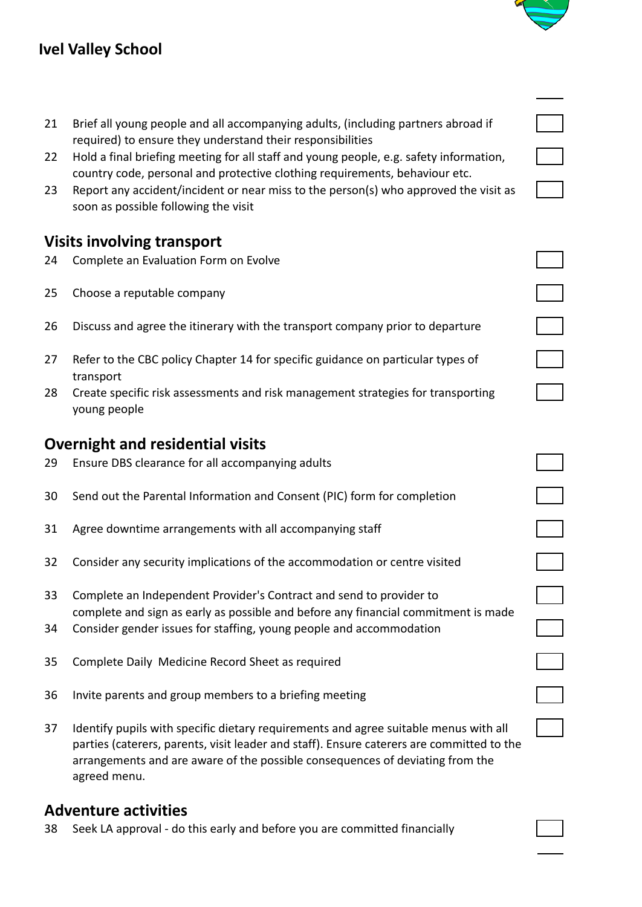Ivel Valley School

21 Brief all young people and all accompanying adults, (including partners abroad if required) to ensure they understand their responsibilities

22 Hold a final briefing meeting for all staff and young people, e.g. safety information, country code, personal and protective clothing requirements, behaviour etc.

23 Report any accident/incident or near miss to the person(s) who approved the visit as soon as possible following the visit

## Visits involving transport

24 Complete an Evaluation Form on Evolve

25 Choose a reputable company

26 Discuss and agree the itinerary with the transport company prior to departure

27 Refer to the CBC policy Chapter 14 for specific guidance on particular types of transport

28 Create specific risk assessments and risk management strategies for transporting young people

## Overnight and residential visits

29 Ensure DBS clearance for all accompanying adults

30 Send out the Parental Information and Consent (PIC) form for completion

31 Agree downtime arrangements with all accompanying staff

32 Consider any security implications of the accommodation or centre visited

33 Complete an Independent Provider's Contract and send to provider to complete and sign as early as possible and before any financial commitment is made

34 Consider gender issues for staffing, young people and accommodation

35 Complete Daily Medicine Record Sheet as required

36 Invite parents and group members to a briefing meeting

37 Identify pupils with specific dietary requirements and agree suitable menus with all parties (caterers, parents, visit leader and staff). Ensure caterers are committed to the arrangements and are aware of the possible consequences of deviating from the agreed menu.

## Adventure activities

38 Seek LA approval - do this early and before you are committed financially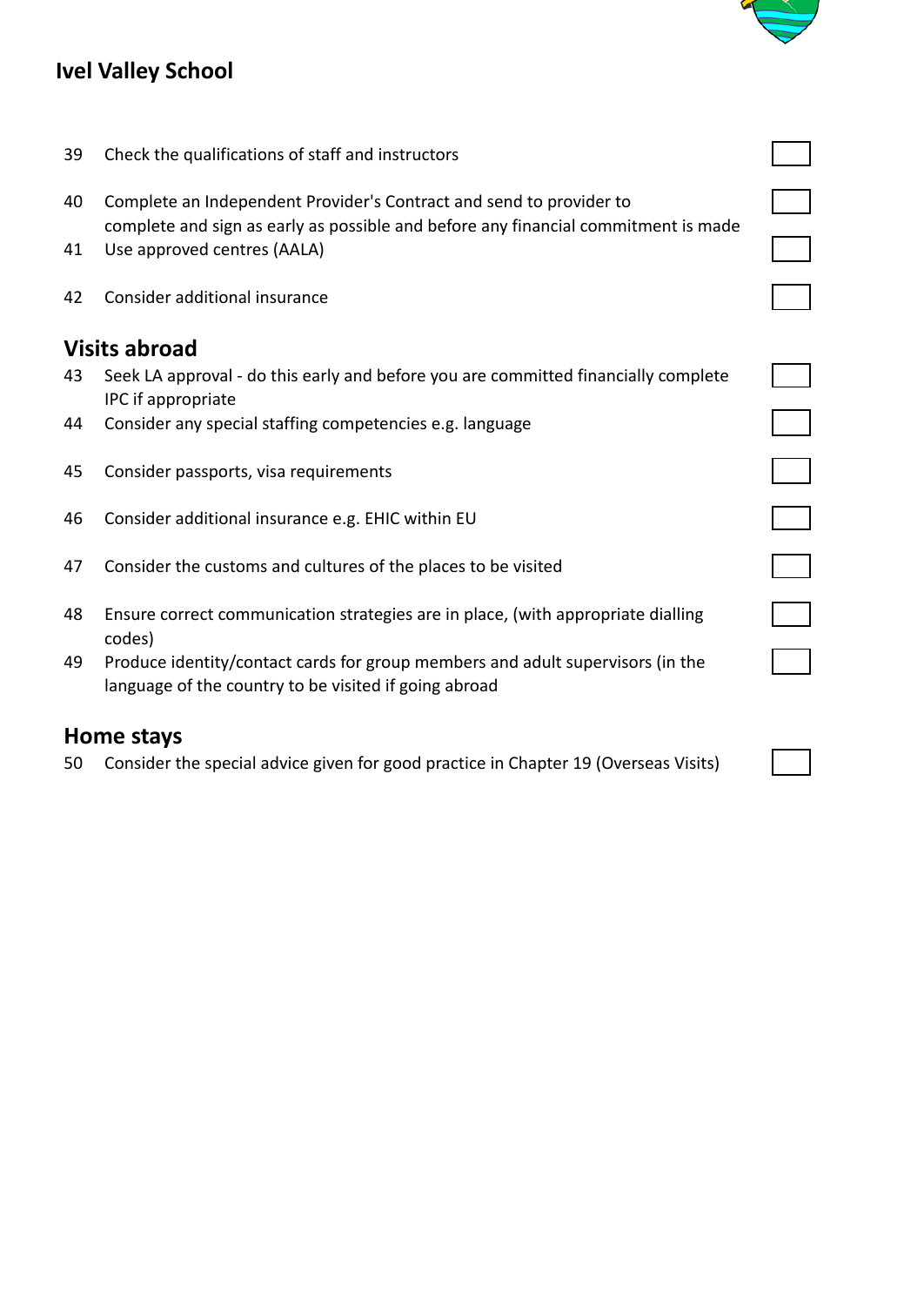# Ivel Valley School

| | | |
|---|---|---|
| 39 | Check the qualifications of staff and instructors | ☐ |
| 40 | Complete an Independent Provider's Contract and send to provider to complete and sign as early as possible and before any financial commitment is made | ☐ |
| 41 | Use approved centres (AALA) | ☐ |
| 42 | Consider additional insurance | ☐ |

## Visits abroad

| | | |
|---|---|---|
| 43 | Seek LA approval - do this early and before you are committed financially complete IPC if appropriate | ☐ |
| 44 | Consider any special staffing competencies e.g. language | ☐ |
| 45 | Consider passports, visa requirements | ☐ |
| 46 | Consider additional insurance e.g. EHIC within EU | ☐ |
| 47 | Consider the customs and cultures of the places to be visited | ☐ |
| 48 | Ensure correct communication strategies are in place, (with appropriate dialling codes) | ☐ |
| 49 | Produce identity/contact cards for group members and adult supervisors (in the language of the country to be visited if going abroad | ☐ |

## Home stays

| | | |
|---|---|---|
| 50 | Consider the special advice given for good practice in Chapter 19 (Overseas Visits) | ☐ |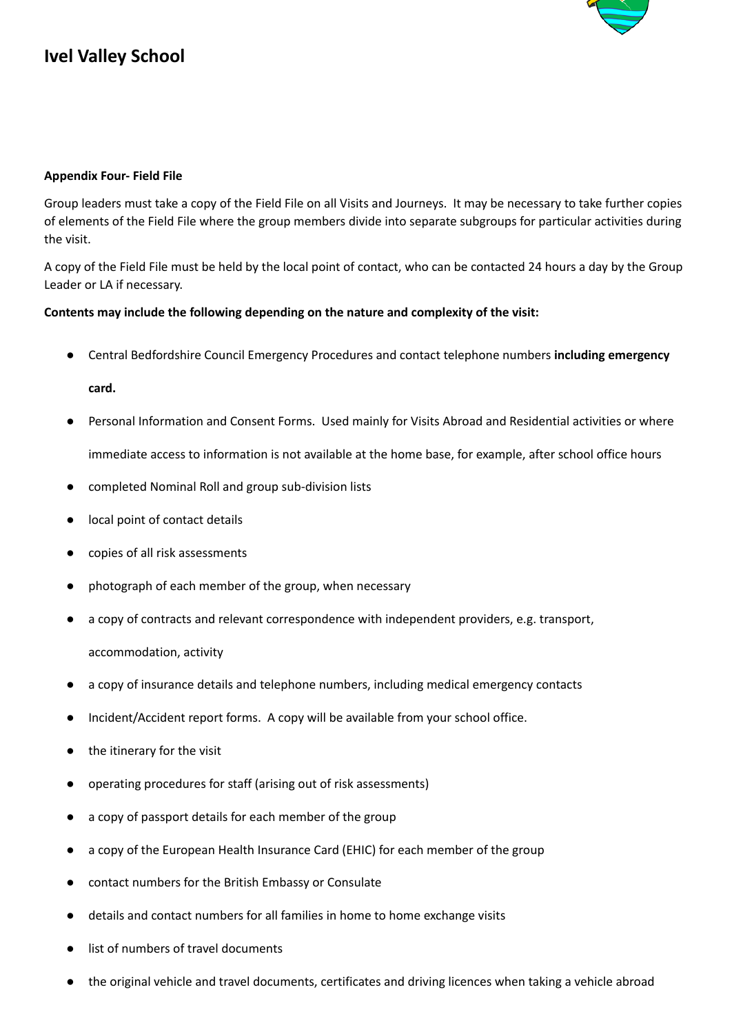# Ivel Valley School

**Appendix Four- Field File**

Group leaders must take a copy of the Field File on all Visits and Journeys. It may be necessary to take further copies of elements of the Field File where the group members divide into separate subgroups for particular activities during the visit.

A copy of the Field File must be held by the local point of contact, who can be contacted 24 hours a day by the Group Leader or LA if necessary.

**Contents may include the following depending on the nature and complexity of the visit:**

- Central Bedfordshire Council Emergency Procedures and contact telephone numbers **including emergency card.**
- Personal Information and Consent Forms. Used mainly for Visits Abroad and Residential activities or where immediate access to information is not available at the home base, for example, after school office hours
- completed Nominal Roll and group sub-division lists
- local point of contact details
- copies of all risk assessments
- photograph of each member of the group, when necessary
- a copy of contracts and relevant correspondence with independent providers, e.g. transport, accommodation, activity
- a copy of insurance details and telephone numbers, including medical emergency contacts
- Incident/Accident report forms. A copy will be available from your school office.
- the itinerary for the visit
- operating procedures for staff (arising out of risk assessments)
- a copy of passport details for each member of the group
- a copy of the European Health Insurance Card (EHIC) for each member of the group
- contact numbers for the British Embassy or Consulate
- details and contact numbers for all families in home to home exchange visits
- list of numbers of travel documents
- the original vehicle and travel documents, certificates and driving licences when taking a vehicle abroad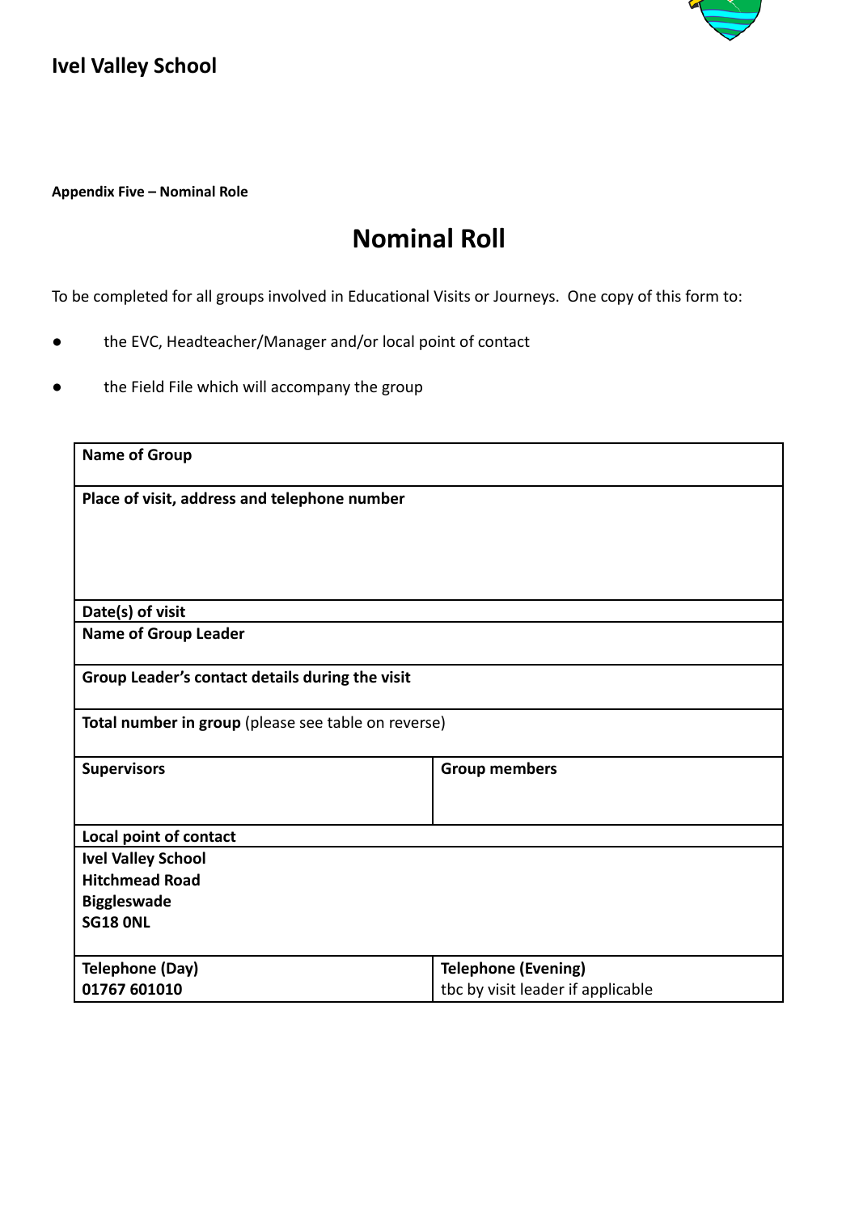**Ivel Valley School**

**Appendix Five – Nominal Role**

# Nominal Roll

To be completed for all groups involved in Educational Visits or Journeys. One copy of this form to:

- the EVC, Headteacher/Manager and/or local point of contact
- the Field File which will accompany the group

| **Name of Group** | |
|---|---|
| **Place of visit, address and telephone number** | |
| **Date(s) of visit** | |
| **Name of Group Leader** | |
| **Group Leader's contact details during the visit** | |
| **Total number in group** (please see table on reverse) | |
| **Supervisors** | **Group members** |
| **Local point of contact** | |
| **Ivel Valley School**<br>**Hitchmead Road**<br>**Biggleswade**<br>**SG18 0NL** | |
| **Telephone (Day)**<br>**01767 601010** | **Telephone (Evening)**<br>tbc by visit leader if applicable |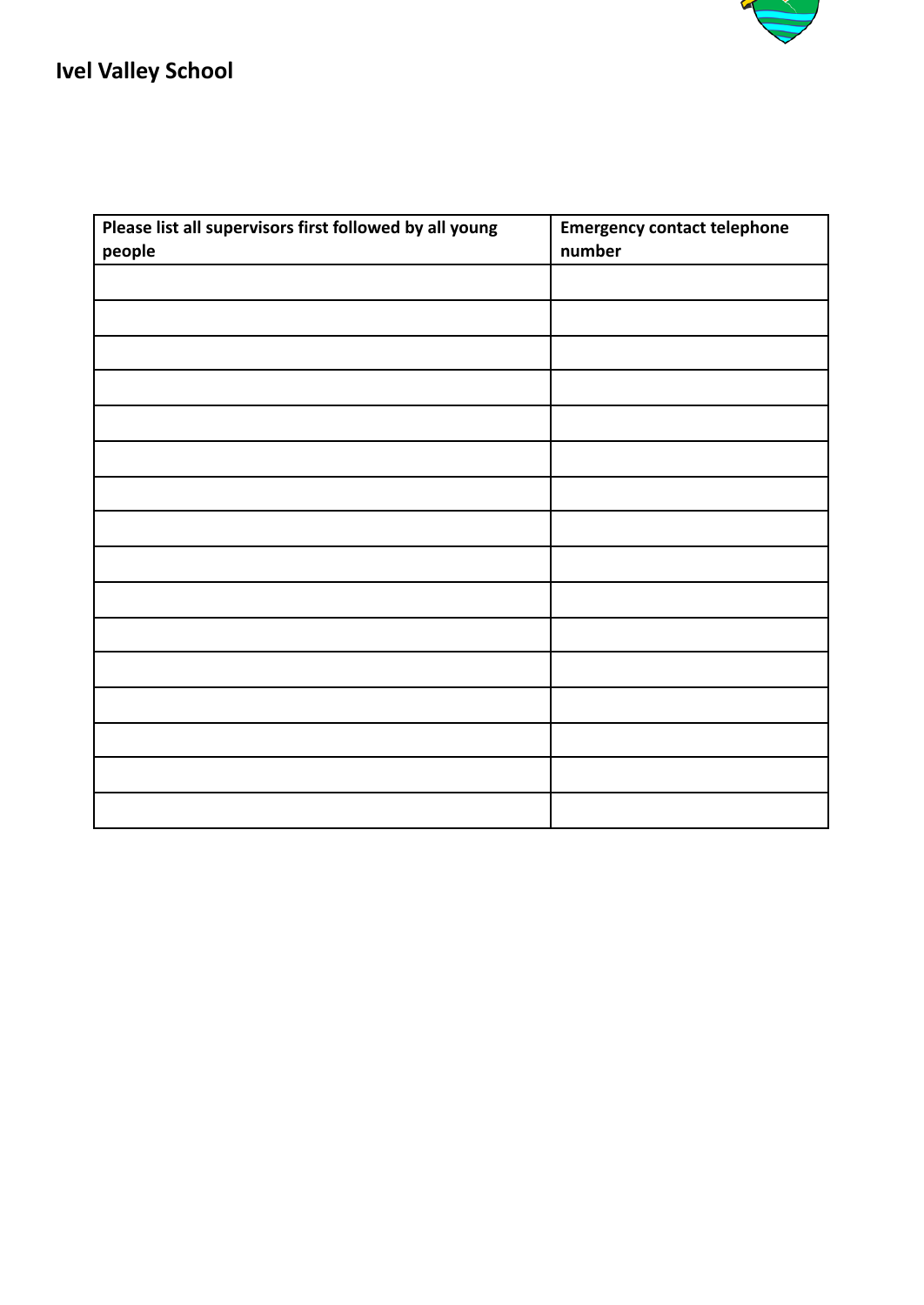**Ivel Valley School**

| Please list all supervisors first followed by all young people | Emergency contact telephone number |
|---|---|
| | |
| | |
| | |
| | |
| | |
| | |
| | |
| | |
| | |
| | |
| | |
| | |
| | |
| | |
| | |
| | |